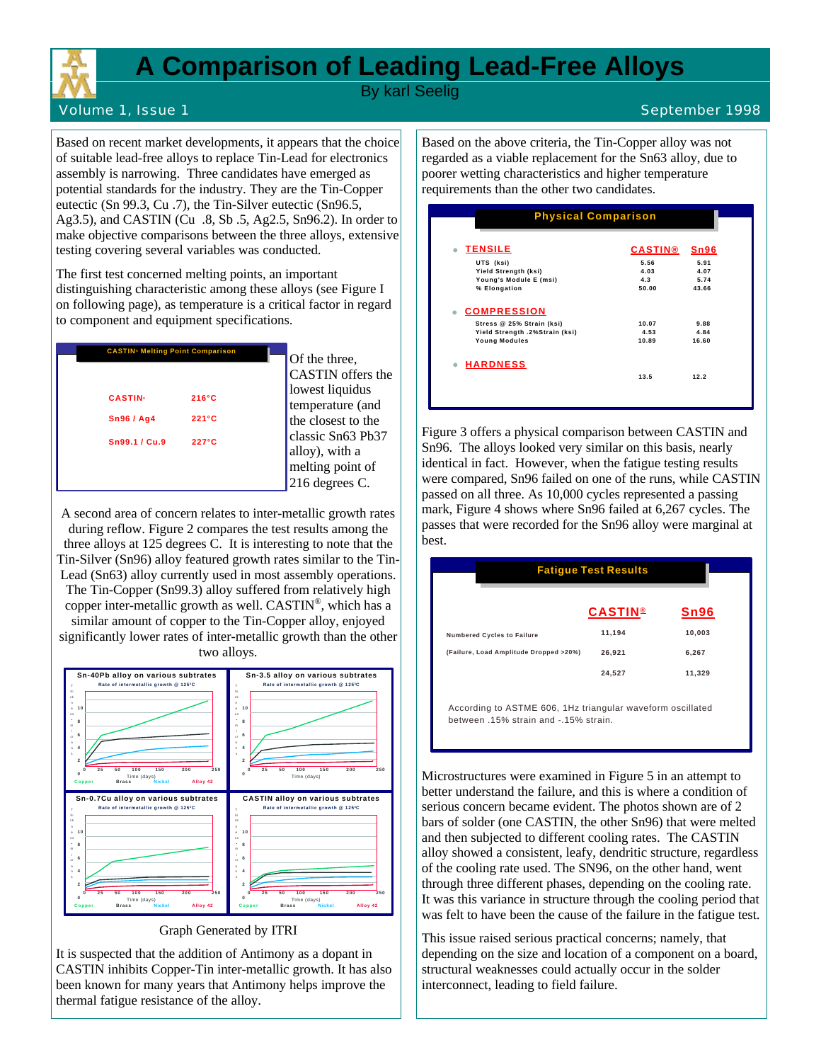# A Comparison of Leading Lead-Free Alloys

By karl Seelig

Volume 1, Issue 1 — September 1998

Based on recent market developments, it appears that the choice of suitable lead-free alloys to replace Tin-Lead for electronics assembly is narrowing. Three candidates have emerged as potential standards for the industry. They are the Tin-Copper eutectic (Sn 99.3, Cu .7), the Tin-Silver eutectic (Sn96.5, Ag3.5), and CASTIN (Cu .8, Sb .5, Ag2.5, Sn96.2). In order to make objective comparisons between the three alloys, extensive testing covering several variables was conducted.

The first test concerned melting points, an important distinguishing characteristic among these alloys (see Figure I on following page), as temperature is a critical factor in regard to component and equipment specifications.

**CASTIN® Melting Point Comparison**

| Alloy | Melting Point |
|---|---|
| CASTIN® | 216°C |
| Sn96 / Ag4 | 221°C |
| Sn99.1 / Cu.9 | 227°C |

Of the three, CASTIN offers the lowest liquidus temperature (and the closest to the classic Sn63 Pb37 alloy), with a melting point of 216 degrees C.

A second area of concern relates to inter-metallic growth rates during reflow. Figure 2 compares the test results among the three alloys at 125 degrees C. It is interesting to note that the Tin-Silver (Sn96) alloy featured growth rates similar to the Tin-Lead (Sn63) alloy currently used in most assembly operations. The Tin-Copper (Sn99.3) alloy suffered from relatively high copper inter-metallic growth as well. CASTIN®, which has a similar amount of copper to the Tin-Copper alloy, enjoyed significantly lower rates of inter-metallic growth than the other two alloys.

Sn-40Pb alloy on various subtrates — Rate of intermetallic growth @ 125°C

Sn-3.5 alloy on various subtrates — Rate of intermetallic growth @ 125°C

Sn-0.7Cu alloy on various subtrates — Rate of intermetallic growth @ 125°C

CASTIN alloy on various subtrates — Rate of intermetallic growth @ 125°C

(Time (days); Copper, Brass, Nickel, Alloy 42)

Graph Generated by ITRI

It is suspected that the addition of Antimony as a dopant in CASTIN inhibits Copper-Tin inter-metallic growth. It has also been known for many years that Antimony helps improve the thermal fatigue resistance of the alloy.

Based on the above criteria, the Tin-Copper alloy was not regarded as a viable replacement for the Sn63 alloy, due to poorer wetting characteristics and higher temperature requirements than the other two candidates.

**Physical Comparison**

| | CASTIN® | Sn96 |
|---|---|---|
| **TENSILE** | | |
| UTS (ksi) | 5.56 | 5.91 |
| Yield Strength (ksi) | 4.03 | 4.07 |
| Young's Module E (msi) | 4.3 | 5.74 |
| % Elongation | 50.00 | 43.66 |
| **COMPRESSION** | | |
| Stress @ 25% Strain (ksi) | 10.07 | 9.88 |
| Yield Strength .2%Strain (ksi) | 4.53 | 4.84 |
| Young Modules | 10.89 | 16.60 |
| **HARDNESS** | 13.5 | 12.2 |

Figure 3 offers a physical comparison between CASTIN and Sn96. The alloys looked very similar on this basis, nearly identical in fact. However, when the fatigue testing results were compared, Sn96 failed on one of the runs, while CASTIN passed on all three. As 10,000 cycles represented a passing mark, Figure 4 shows where Sn96 failed at 6,267 cycles. The passes that were recorded for the Sn96 alloy were marginal at best.

**Fatigue Test Results**

| | CASTIN® | Sn96 |
|---|---|---|
| Numbered Cycles to Failure | 11,194 | 10,003 |
| (Failure, Load Amplitude Dropped >20%) | 26,921 | 6,267 |
| | 24,527 | 11,329 |

According to ASTME 606, 1Hz triangular waveform oscillated between .15% strain and -.15% strain.

Microstructures were examined in Figure 5 in an attempt to better understand the failure, and this is where a condition of serious concern became evident. The photos shown are of 2 bars of solder (one CASTIN, the other Sn96) that were melted and then subjected to different cooling rates. The CASTIN alloy showed a consistent, leafy, dendritic structure, regardless of the cooling rate used. The SN96, on the other hand, went through three different phases, depending on the cooling rate. It was this variance in structure through the cooling period that was felt to have been the cause of the failure in the fatigue test.

This issue raised serious practical concerns; namely, that depending on the size and location of a component on a board, structural weaknesses could actually occur in the solder interconnect, leading to field failure.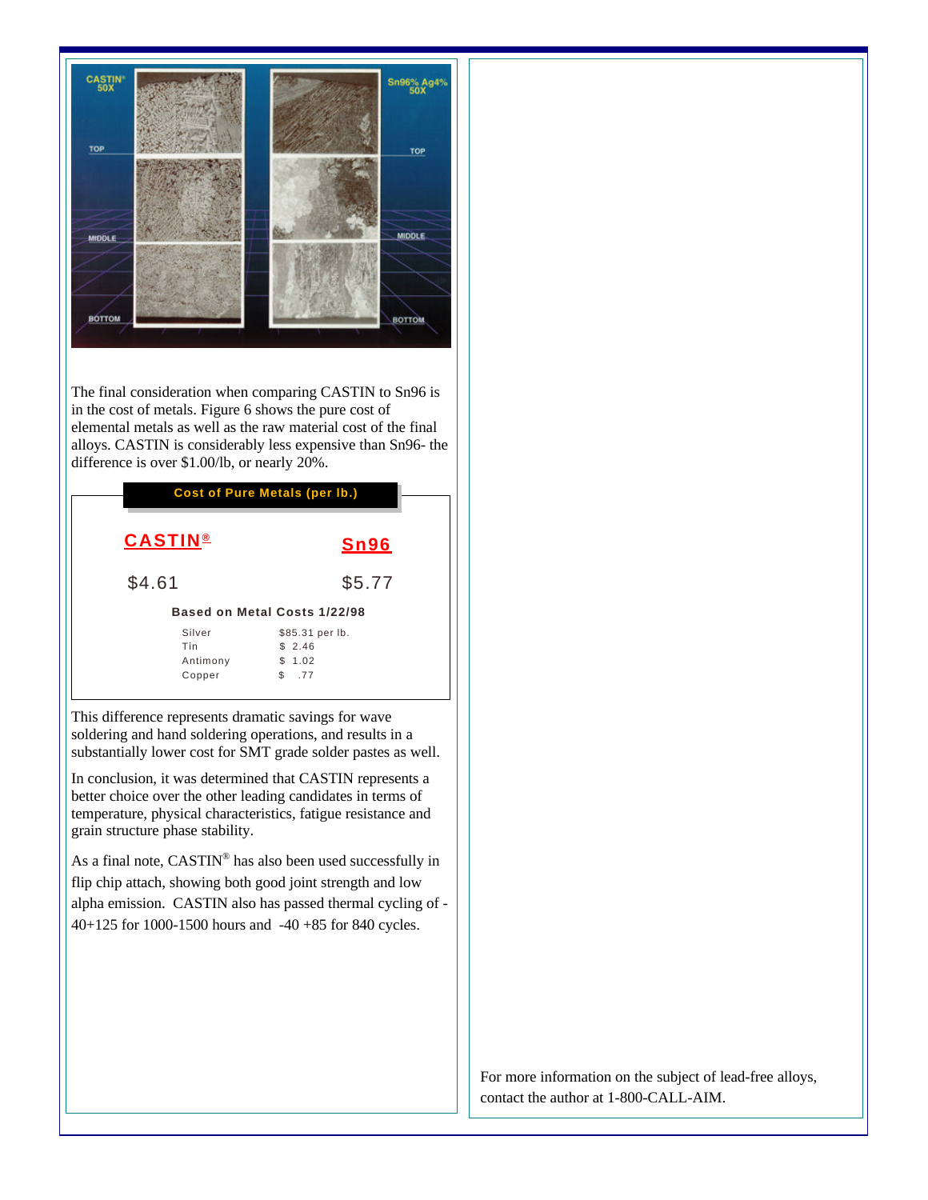CASTIN® 50X

Sn96% Ag4% 50X

TOP

MIDDLE

BOTTOM

The final consideration when comparing CASTIN to Sn96 is in the cost of metals. Figure 6 shows the pure cost of elemental metals as well as the raw material cost of the final alloys. CASTIN is considerably less expensive than Sn96- the difference is over $1.00/lb, or nearly 20%.

**Cost of Pure Metals (per lb.)**

| CASTIN® | Sn96 |
|---|---|
| $4.61 | $5.77 |

**Based on Metal Costs 1/22/98**

| | |
|---|---|
| Silver | $85.31 per lb. |
| Tin | $ 2.46 |
| Antimony | $ 1.02 |
| Copper | $ .77 |

This difference represents dramatic savings for wave soldering and hand soldering operations, and results in a substantially lower cost for SMT grade solder pastes as well.

In conclusion, it was determined that CASTIN represents a better choice over the other leading candidates in terms of temperature, physical characteristics, fatigue resistance and grain structure phase stability.

As a final note, CASTIN® has also been used successfully in flip chip attach, showing both good joint strength and low alpha emission. CASTIN also has passed thermal cycling of -40+125 for 1000-1500 hours and -40 +85 for 840 cycles.

For more information on the subject of lead-free alloys, contact the author at 1-800-CALL-AIM.